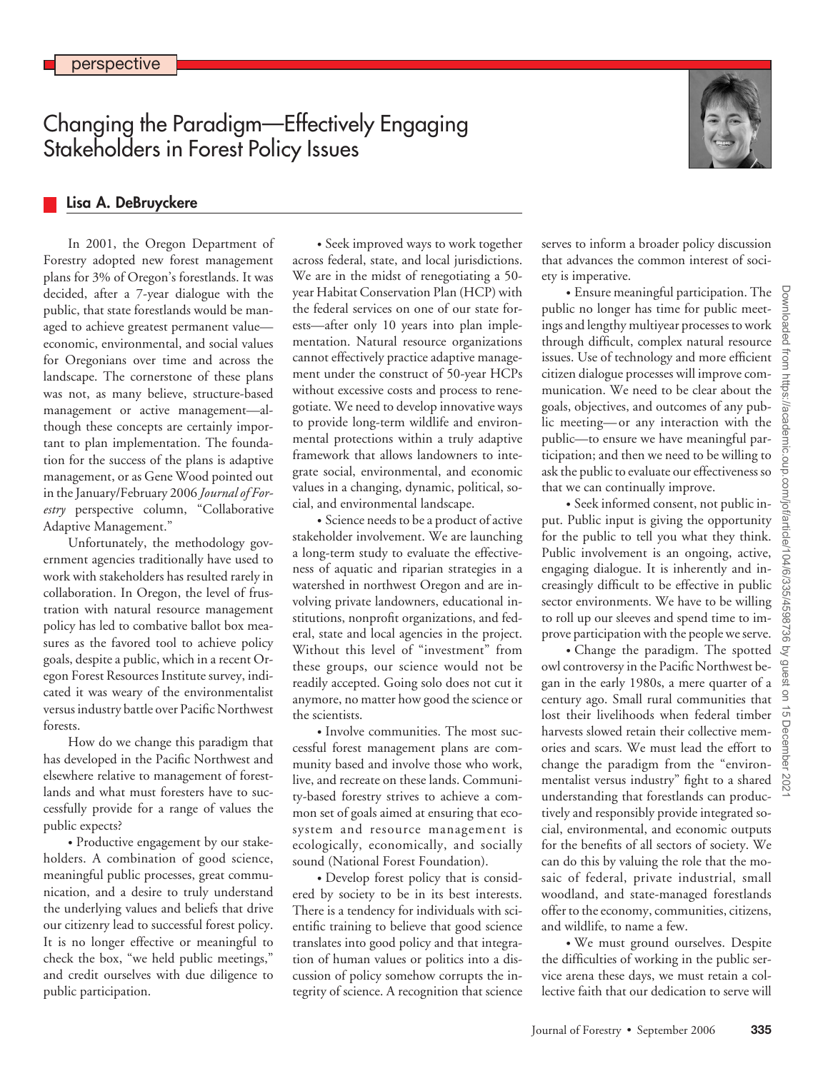perspective

# Changing the Paradigm—Effectively Engaging Stakeholders in Forest Policy Issues

## Lisa A. DeBruyckere

In 2001, the Oregon Department of Forestry adopted new forest management plans for 3% of Oregon's forestlands. It was decided, after a 7-year dialogue with the public, that state forestlands would be managed to achieve greatest permanent value—economic, environmental, and social values for Oregonians over time and across the landscape. The cornerstone of these plans was not, as many believe, structure-based management or active management—although these concepts are certainly important to plan implementation. The foundation for the success of the plans is adaptive management, or as Gene Wood pointed out in the January/February 2006 *Journal of Forestry* perspective column, "Collaborative Adaptive Management."

Unfortunately, the methodology government agencies traditionally have used to work with stakeholders has resulted rarely in collaboration. In Oregon, the level of frustration with natural resource management policy has led to combative ballot box measures as the favored tool to achieve policy goals, despite a public, which in a recent Oregon Forest Resources Institute survey, indicated it was weary of the environmentalist versus industry battle over Pacific Northwest forests.

How do we change this paradigm that has developed in the Pacific Northwest and elsewhere relative to management of forestlands and what must foresters have to successfully provide for a range of values the public expects?

• Productive engagement by our stakeholders. A combination of good science, meaningful public processes, great communication, and a desire to truly understand the underlying values and beliefs that drive our citizenry lead to successful forest policy. It is no longer effective or meaningful to check the box, "we held public meetings," and credit ourselves with due diligence to public participation.

• Seek improved ways to work together across federal, state, and local jurisdictions. We are in the midst of renegotiating a 50-year Habitat Conservation Plan (HCP) with the federal services on one of our state forests—after only 10 years into plan implementation. Natural resource organizations cannot effectively practice adaptive management under the construct of 50-year HCPs without excessive costs and process to renegotiate. We need to develop innovative ways to provide long-term wildlife and environmental protections within a truly adaptive framework that allows landowners to integrate social, environmental, and economic values in a changing, dynamic, political, social, and environmental landscape.

• Science needs to be a product of active stakeholder involvement. We are launching a long-term study to evaluate the effectiveness of aquatic and riparian strategies in a watershed in northwest Oregon and are involving private landowners, educational institutions, nonprofit organizations, and federal, state and local agencies in the project. Without this level of "investment" from these groups, our science would not be readily accepted. Going solo does not cut it anymore, no matter how good the science or the scientists.

• Involve communities. The most successful forest management plans are community based and involve those who work, live, and recreate on these lands. Community-based forestry strives to achieve a common set of goals aimed at ensuring that ecosystem and resource management is ecologically, economically, and socially sound (National Forest Foundation).

• Develop forest policy that is considered by society to be in its best interests. There is a tendency for individuals with scientific training to believe that good science translates into good policy and that integration of human values or politics into a discussion of policy somehow corrupts the integrity of science. A recognition that science serves to inform a broader policy discussion that advances the common interest of society is imperative.

• Ensure meaningful participation. The public no longer has time for public meetings and lengthy multiyear processes to work through difficult, complex natural resource issues. Use of technology and more efficient citizen dialogue processes will improve communication. We need to be clear about the goals, objectives, and outcomes of any public meeting—or any interaction with the public—to ensure we have meaningful participation; and then we need to be willing to ask the public to evaluate our effectiveness so that we can continually improve.

• Seek informed consent, not public input. Public input is giving the opportunity for the public to tell you what they think. Public involvement is an ongoing, active, engaging dialogue. It is inherently and increasingly difficult to be effective in public sector environments. We have to be willing to roll up our sleeves and spend time to improve participation with the people we serve.

• Change the paradigm. The spotted owl controversy in the Pacific Northwest began in the early 1980s, a mere quarter of a century ago. Small rural communities that lost their livelihoods when federal timber harvests slowed retain their collective memories and scars. We must lead the effort to change the paradigm from the "environmentalist versus industry" fight to a shared understanding that forestlands can productively and responsibly provide integrated social, environmental, and economic outputs for the benefits of all sectors of society. We can do this by valuing the role that the mosaic of federal, private industrial, small woodland, and state-managed forestlands offer to the economy, communities, citizens, and wildlife, to name a few.

• We must ground ourselves. Despite the difficulties of working in the public service arena these days, we must retain a collective faith that our dedication to serve will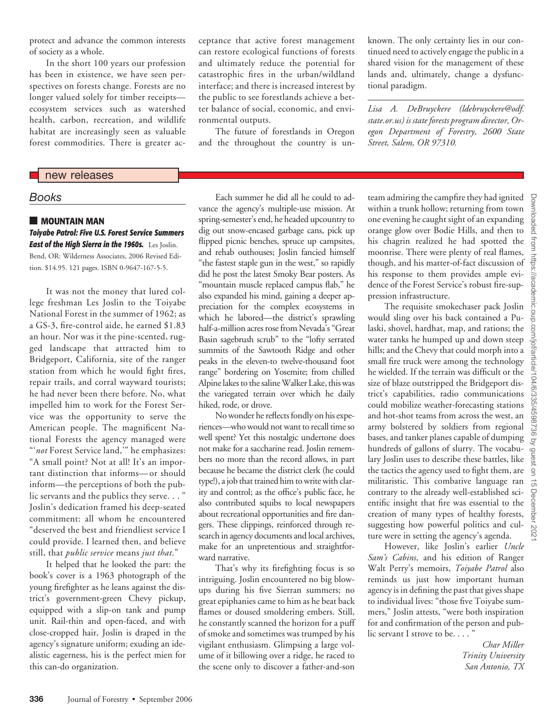protect and advance the common interests of society as a whole.

In the short 100 years our profession has been in existence, we have seen perspectives on forests change. Forests are no longer valued solely for timber receipts—ecosystem services such as watershed health, carbon, recreation, and wildlife habitat are increasingly seen as valuable forest commodities. There is greater acceptance that active forest management can restore ecological functions of forests and ultimately reduce the potential for catastrophic fires in the urban/wildland interface; and there is increased interest by the public to see forestlands achieve a better balance of social, economic, and environmental outputs.

The future of forestlands in Oregon and the throughout the country is unknown. The only certainty lies in our continued need to actively engage the public in a shared vision for the management of these lands and, ultimately, change a dysfunctional paradigm.

*Lisa A. DeBruyckere (ldebruyckere@odf.state.or.us) is state forests program director, Oregon Department of Forestry, 2600 State Street, Salem, OR 97310.*

## new releases

### Books

#### MOUNTAIN MAN

***Toiyabe Patrol: Five U.S. Forest Service Summers East of the High Sierra in the 1960s.*** Les Joslin. Bend, OR: Wilderness Associates, 2006 Revised Edition. $14.95. 121 pages. ISBN 0-9647-167-5-5.

It was not the money that lured college freshman Les Joslin to the Toiyabe National Forest in the summer of 1962; as a GS-3, fire-control aide, he earned $1.83 an hour. Nor was it the pine-scented, rugged landscape that attracted him to Bridgeport, California, site of the ranger station from which he would fight fires, repair trails, and corral wayward tourists; he had never been there before. No, what impelled him to work for the Forest Service was the opportunity to serve the American people. The magnificent National Forests the agency managed were "'*not* Forest Service land,'" he emphasizes: "A small point? Not at all! It's an important distinction that informs—or should inform—the perceptions of both the public servants and the publics they serve. . . " Joslin's dedication framed his deep-seated commitment: all whom he encountered "deserved the best and friendliest service I could provide. I learned then, and believe still, that *public service* means *just that*."

It helped that he looked the part: the book's cover is a 1963 photograph of the young firefighter as he leans against the district's government-green Chevy pickup, equipped with a slip-on tank and pump unit. Rail-thin and open-faced, and with close-cropped hair, Joslin is draped in the agency's signature uniform; exuding an idealistic eagerness, his is the perfect mien for this can-do organization.

Each summer he did all he could to advance the agency's multiple-use mission. At spring-semester's end, he headed upcountry to dig out snow-encased garbage cans, pick up flipped picnic benches, spruce up campsites, and rehab outhouses; Joslin fancied himself "the fastest staple gun in the west," so rapidly did he post the latest Smoky Bear posters. As "mountain muscle replaced campus flab," he also expanded his mind, gaining a deeper appreciation for the complex ecosystems in which he labored—the district's sprawling half-a-million acres rose from Nevada's "Great Basin sagebrush scrub" to the "lofty serrated summits of the Sawtooth Ridge and other peaks in the eleven-to twelve-thousand foot range" bordering on Yosemite; from chilled Alpine lakes to the saline Walker Lake, this was the variegated terrain over which he daily hiked, rode, or drove.

No wonder he reflects fondly on his experiences—who would not want to recall time so well spent? Yet this nostalgic undertone does not make for a saccharine read. Joslin remembers no more than the record allows, in part because he became the district clerk (he could type!), a job that trained him to write with clarity and control; as the office's public face, he also contributed squibs to local newspapers about recreational opportunities and fire dangers. These clippings, reinforced through research in agency documents and local archives, make for an unpretentious and straightforward narrative.

That's why its firefighting focus is so intriguing. Joslin encountered no big blowups during his five Sierran summers; no great epiphanies came to him as he beat back flames or doused smoldering embers. Still, he constantly scanned the horizon for a puff of smoke and sometimes was trumped by his vigilant enthusiasm. Glimpsing a large volume of it billowing over a ridge, he raced to the scene only to discover a father-and-son team admiring the campfire they had ignited within a trunk hollow; returning from town one evening he caught sight of an expanding orange glow over Bodie Hills, and then to his chagrin realized he had spotted the moonrise. There were plenty of real flames, though, and his matter-of-fact discussion of his response to them provides ample evidence of the Forest Service's robust fire-suppression infrastructure.

The requisite smokechaser pack Joslin would sling over his back contained a Pulaski, shovel, hardhat, map, and rations; the water tanks he humped up and down steep hills; and the Chevy that could morph into a small fire truck were among the technology he wielded. If the terrain was difficult or the size of blaze outstripped the Bridgeport district's capabilities, radio communications could mobilize weather-forecasting stations and hot-shot teams from across the west, an army bolstered by soldiers from regional bases, and tanker planes capable of dumping hundreds of gallons of slurry. The vocabulary Joslin uses to describe these battles, like the tactics the agency used to fight them, are militaristic. This combative language ran contrary to the already well-established scientific insight that fire was essential to the creation of many types of healthy forests, suggesting how powerful politics and culture were in setting the agency's agenda.

However, like Joslin's earlier *Uncle Sam's Cabins*, and his edition of Ranger Walt Perry's memoirs, *Toiyabe Patrol* also reminds us just how important human agency is in defining the past that gives shape to individual lives: "those five Toiyabe summers," Joslin attests, "were both inspiration for and confirmation of the person and public servant I strove to be. . . . "

*Char Miller*
*Trinity University*
*San Antonio, TX*